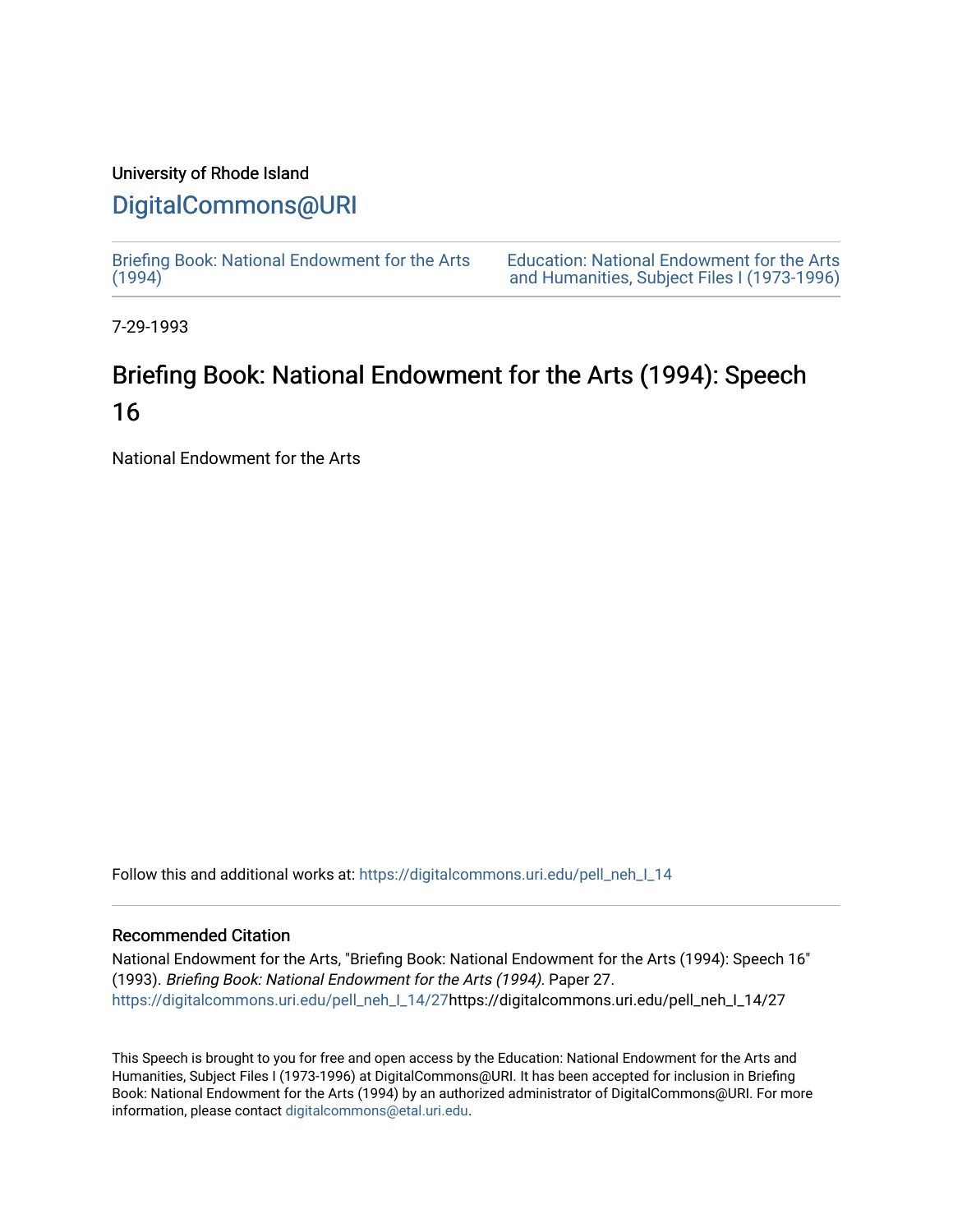University of Rhode Island

## DigitalCommons@URI

Briefing Book: National Endowment for the Arts (1994)

Education: National Endowment for the Arts and Humanities, Subject Files I (1973-1996)

7-29-1993

# Briefing Book: National Endowment for the Arts (1994): Speech 16

National Endowment for the Arts

Follow this and additional works at: https://digitalcommons.uri.edu/pell_neh_I_14

### Recommended Citation

National Endowment for the Arts, "Briefing Book: National Endowment for the Arts (1994): Speech 16" (1993). *Briefing Book: National Endowment for the Arts (1994).* Paper 27.
https://digitalcommons.uri.edu/pell_neh_I_14/27https://digitalcommons.uri.edu/pell_neh_I_14/27

This Speech is brought to you for free and open access by the Education: National Endowment for the Arts and Humanities, Subject Files I (1973-1996) at DigitalCommons@URI. It has been accepted for inclusion in Briefing Book: National Endowment for the Arts (1994) by an authorized administrator of DigitalCommons@URI. For more information, please contact digitalcommons@etal.uri.edu.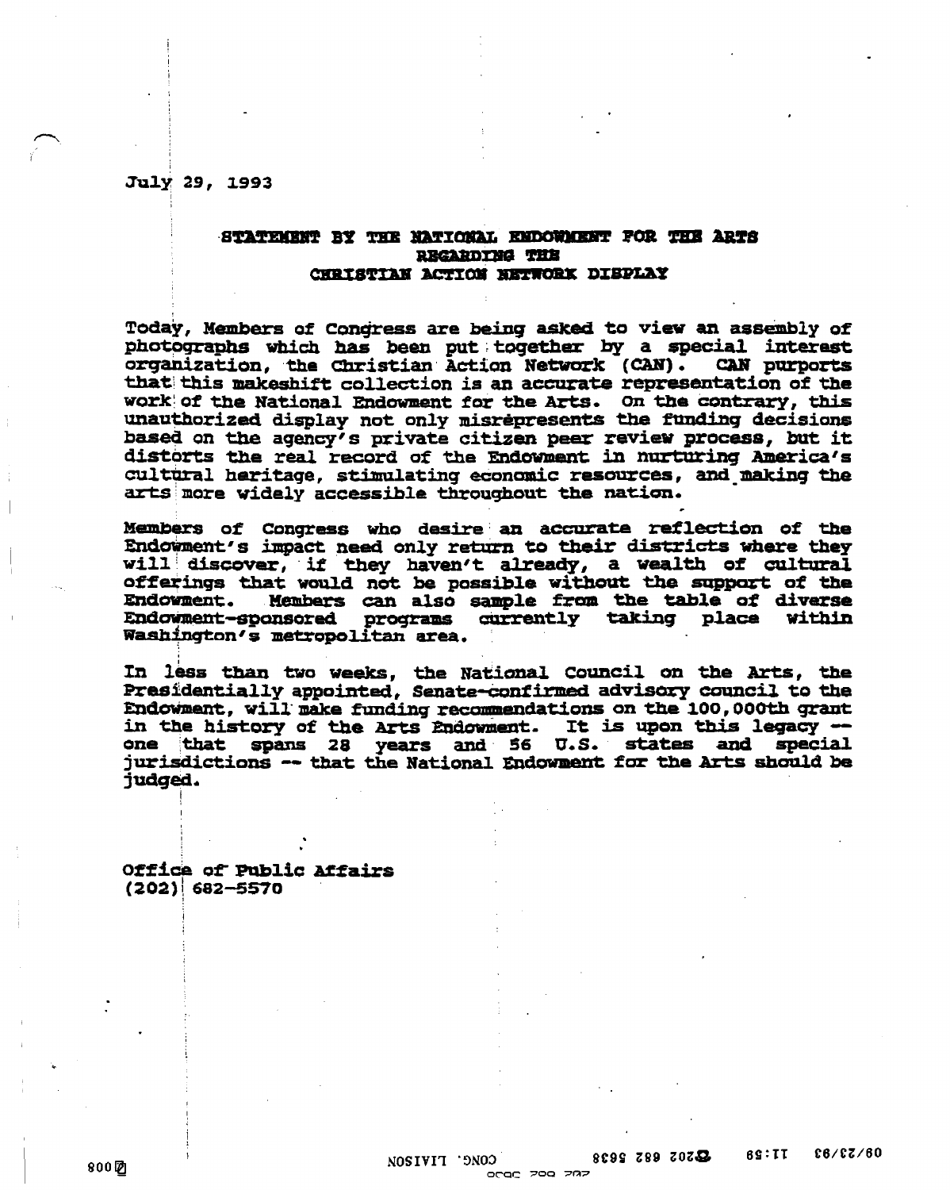July 29, 1993

**STATEMENT BY THE NATIONAL ENDOWMENT FOR THE ARTS REGARDING THE CHRISTIAN ACTION NETWORK DISPLAY**

Today, Members of Congress are being asked to view an assembly of photographs which has been put together by a special interest organization, the Christian Action Network (CAN). CAN purports that this makeshift collection is an accurate representation of the work of the National Endowment for the Arts. On the contrary, this unauthorized display not only misrepresents the funding decisions based on the agency's private citizen peer review process, but it distorts the real record of the Endowment in nurturing America's cultural heritage, stimulating economic resources, and making the arts more widely accessible throughout the nation.

Members of Congress who desire an accurate reflection of the Endowment's impact need only return to their districts where they will discover, if they haven't already, a wealth of cultural offerings that would not be possible without the support of the Endowment. Members can also sample from the table of diverse Endowment-sponsored programs currently taking place within Washington's metropolitan area.

In less than two weeks, the National Council on the Arts, the Presidentially appointed, Senate-confirmed advisory council to the Endowment, will make funding recommendations on the 100,000th grant in the history of the Arts Endowment. It is upon this legacy -- one that spans 28 years and 56 U.S. states and special jurisdictions -- that the National Endowment for the Arts should be judged.

Office of Public Affairs
(202) 682-5570